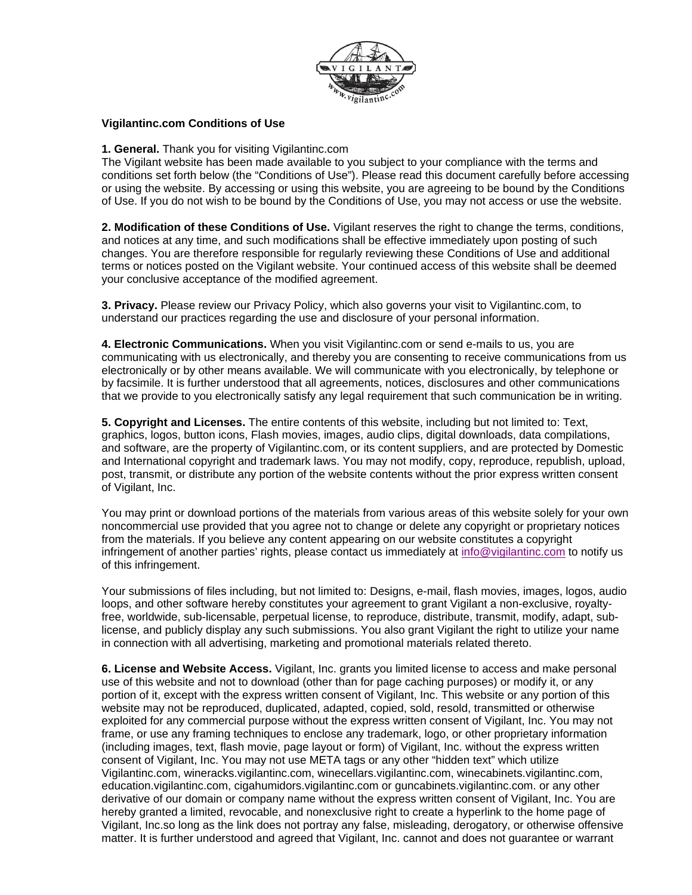**Vigilantinc.com Conditions of Use**

**1. General.** Thank you for visiting Vigilantinc.com
The Vigilant website has been made available to you subject to your compliance with the terms and conditions set forth below (the “Conditions of Use”). Please read this document carefully before accessing or using the website. By accessing or using this website, you are agreeing to be bound by the Conditions of Use. If you do not wish to be bound by the Conditions of Use, you may not access or use the website.

**2. Modification of these Conditions of Use.** Vigilant reserves the right to change the terms, conditions, and notices at any time, and such modifications shall be effective immediately upon posting of such changes. You are therefore responsible for regularly reviewing these Conditions of Use and additional terms or notices posted on the Vigilant website. Your continued access of this website shall be deemed your conclusive acceptance of the modified agreement.

**3. Privacy.** Please review our Privacy Policy, which also governs your visit to Vigilantinc.com, to understand our practices regarding the use and disclosure of your personal information.

**4. Electronic Communications.** When you visit Vigilantinc.com or send e-mails to us, you are communicating with us electronically, and thereby you are consenting to receive communications from us electronically or by other means available. We will communicate with you electronically, by telephone or by facsimile. It is further understood that all agreements, notices, disclosures and other communications that we provide to you electronically satisfy any legal requirement that such communication be in writing.

**5. Copyright and Licenses.** The entire contents of this website, including but not limited to: Text, graphics, logos, button icons, Flash movies, images, audio clips, digital downloads, data compilations, and software, are the property of Vigilantinc.com, or its content suppliers, and are protected by Domestic and International copyright and trademark laws. You may not modify, copy, reproduce, republish, upload, post, transmit, or distribute any portion of the website contents without the prior express written consent of Vigilant, Inc.

You may print or download portions of the materials from various areas of this website solely for your own noncommercial use provided that you agree not to change or delete any copyright or proprietary notices from the materials. If you believe any content appearing on our website constitutes a copyright infringement of another parties' rights, please contact us immediately at info@vigilantinc.com to notify us of this infringement.

Your submissions of files including, but not limited to: Designs, e-mail, flash movies, images, logos, audio loops, and other software hereby constitutes your agreement to grant Vigilant a non-exclusive, royalty-free, worldwide, sub-licensable, perpetual license, to reproduce, distribute, transmit, modify, adapt, sub-license, and publicly display any such submissions. You also grant Vigilant the right to utilize your name in connection with all advertising, marketing and promotional materials related thereto.

**6. License and Website Access.** Vigilant, Inc. grants you limited license to access and make personal use of this website and not to download (other than for page caching purposes) or modify it, or any portion of it, except with the express written consent of Vigilant, Inc. This website or any portion of this website may not be reproduced, duplicated, adapted, copied, sold, resold, transmitted or otherwise exploited for any commercial purpose without the express written consent of Vigilant, Inc. You may not frame, or use any framing techniques to enclose any trademark, logo, or other proprietary information (including images, text, flash movie, page layout or form) of Vigilant, Inc. without the express written consent of Vigilant, Inc. You may not use META tags or any other “hidden text” which utilize Vigilantinc.com, wineracks.vigilantinc.com, winecellars.vigilantinc.com, winecabinets.vigilantinc.com, education.vigilantinc.com, cigahumidors.vigilantinc.com or guncabinets.vigilantinc.com. or any other derivative of our domain or company name without the express written consent of Vigilant, Inc. You are hereby granted a limited, revocable, and nonexclusive right to create a hyperlink to the home page of Vigilant, Inc.so long as the link does not portray any false, misleading, derogatory, or otherwise offensive matter. It is further understood and agreed that Vigilant, Inc. cannot and does not guarantee or warrant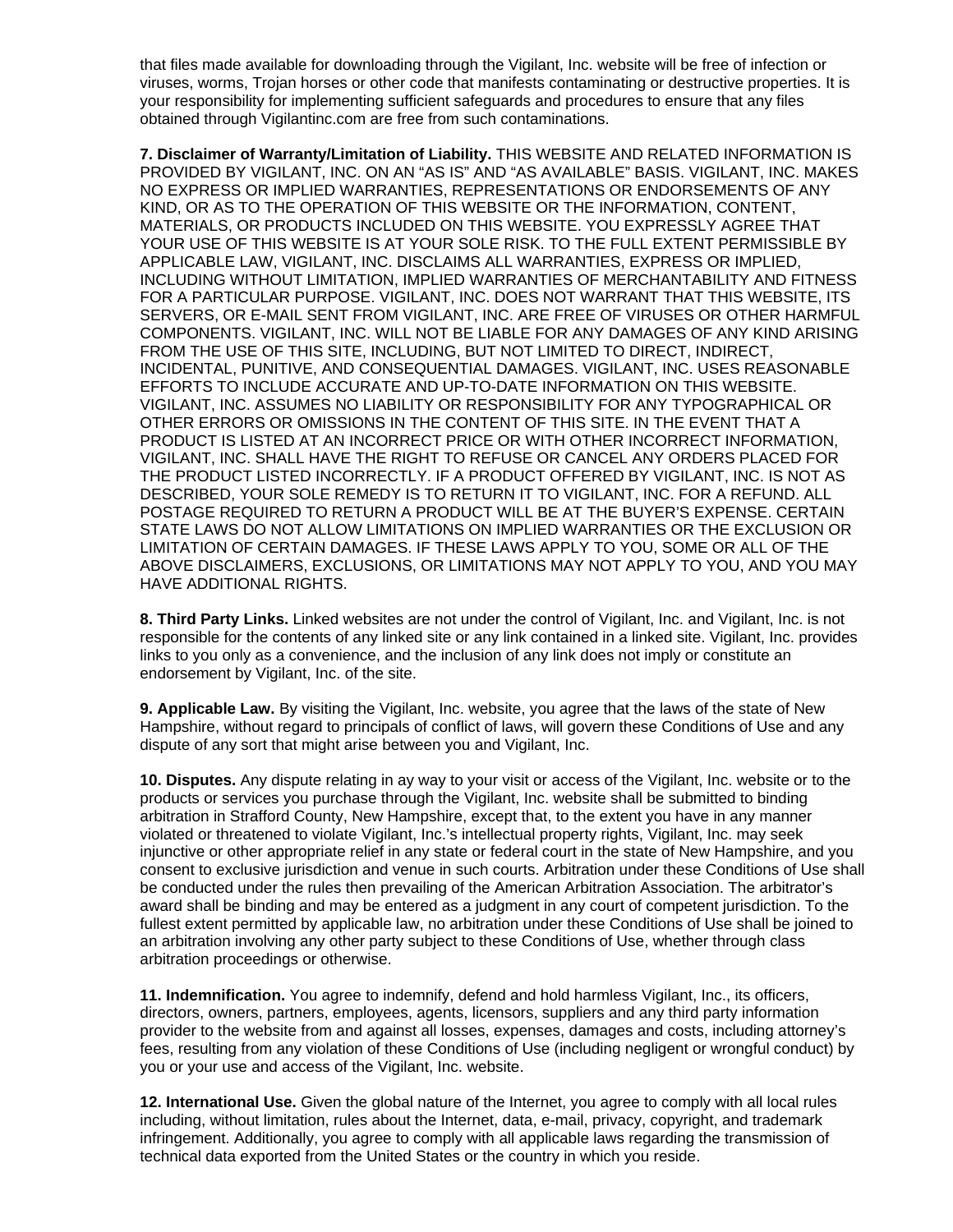that files made available for downloading through the Vigilant, Inc. website will be free of infection or viruses, worms, Trojan horses or other code that manifests contaminating or destructive properties. It is your responsibility for implementing sufficient safeguards and procedures to ensure that any files obtained through Vigilantinc.com are free from such contaminations.

**7. Disclaimer of Warranty/Limitation of Liability.** THIS WEBSITE AND RELATED INFORMATION IS PROVIDED BY VIGILANT, INC. ON AN “AS IS” AND “AS AVAILABLE” BASIS. VIGILANT, INC. MAKES NO EXPRESS OR IMPLIED WARRANTIES, REPRESENTATIONS OR ENDORSEMENTS OF ANY KIND, OR AS TO THE OPERATION OF THIS WEBSITE OR THE INFORMATION, CONTENT, MATERIALS, OR PRODUCTS INCLUDED ON THIS WEBSITE. YOU EXPRESSLY AGREE THAT YOUR USE OF THIS WEBSITE IS AT YOUR SOLE RISK. TO THE FULL EXTENT PERMISSIBLE BY APPLICABLE LAW, VIGILANT, INC. DISCLAIMS ALL WARRANTIES, EXPRESS OR IMPLIED, INCLUDING WITHOUT LIMITATION, IMPLIED WARRANTIES OF MERCHANTABILITY AND FITNESS FOR A PARTICULAR PURPOSE. VIGILANT, INC. DOES NOT WARRANT THAT THIS WEBSITE, ITS SERVERS, OR E-MAIL SENT FROM VIGILANT, INC. ARE FREE OF VIRUSES OR OTHER HARMFUL COMPONENTS. VIGILANT, INC. WILL NOT BE LIABLE FOR ANY DAMAGES OF ANY KIND ARISING FROM THE USE OF THIS SITE, INCLUDING, BUT NOT LIMITED TO DIRECT, INDIRECT, INCIDENTAL, PUNITIVE, AND CONSEQUENTIAL DAMAGES. VIGILANT, INC. USES REASONABLE EFFORTS TO INCLUDE ACCURATE AND UP-TO-DATE INFORMATION ON THIS WEBSITE. VIGILANT, INC. ASSUMES NO LIABILITY OR RESPONSIBILITY FOR ANY TYPOGRAPHICAL OR OTHER ERRORS OR OMISSIONS IN THE CONTENT OF THIS SITE. IN THE EVENT THAT A PRODUCT IS LISTED AT AN INCORRECT PRICE OR WITH OTHER INCORRECT INFORMATION, VIGILANT, INC. SHALL HAVE THE RIGHT TO REFUSE OR CANCEL ANY ORDERS PLACED FOR THE PRODUCT LISTED INCORRECTLY. IF A PRODUCT OFFERED BY VIGILANT, INC. IS NOT AS DESCRIBED, YOUR SOLE REMEDY IS TO RETURN IT TO VIGILANT, INC. FOR A REFUND. ALL POSTAGE REQUIRED TO RETURN A PRODUCT WILL BE AT THE BUYER’S EXPENSE. CERTAIN STATE LAWS DO NOT ALLOW LIMITATIONS ON IMPLIED WARRANTIES OR THE EXCLUSION OR LIMITATION OF CERTAIN DAMAGES. IF THESE LAWS APPLY TO YOU, SOME OR ALL OF THE ABOVE DISCLAIMERS, EXCLUSIONS, OR LIMITATIONS MAY NOT APPLY TO YOU, AND YOU MAY HAVE ADDITIONAL RIGHTS.

**8. Third Party Links.** Linked websites are not under the control of Vigilant, Inc. and Vigilant, Inc. is not responsible for the contents of any linked site or any link contained in a linked site. Vigilant, Inc. provides links to you only as a convenience, and the inclusion of any link does not imply or constitute an endorsement by Vigilant, Inc. of the site.

**9. Applicable Law.** By visiting the Vigilant, Inc. website, you agree that the laws of the state of New Hampshire, without regard to principals of conflict of laws, will govern these Conditions of Use and any dispute of any sort that might arise between you and Vigilant, Inc.

**10. Disputes.** Any dispute relating in ay way to your visit or access of the Vigilant, Inc. website or to the products or services you purchase through the Vigilant, Inc. website shall be submitted to binding arbitration in Strafford County, New Hampshire, except that, to the extent you have in any manner violated or threatened to violate Vigilant, Inc.’s intellectual property rights, Vigilant, Inc. may seek injunctive or other appropriate relief in any state or federal court in the state of New Hampshire, and you consent to exclusive jurisdiction and venue in such courts. Arbitration under these Conditions of Use shall be conducted under the rules then prevailing of the American Arbitration Association. The arbitrator’s award shall be binding and may be entered as a judgment in any court of competent jurisdiction. To the fullest extent permitted by applicable law, no arbitration under these Conditions of Use shall be joined to an arbitration involving any other party subject to these Conditions of Use, whether through class arbitration proceedings or otherwise.

**11. Indemnification.** You agree to indemnify, defend and hold harmless Vigilant, Inc., its officers, directors, owners, partners, employees, agents, licensors, suppliers and any third party information provider to the website from and against all losses, expenses, damages and costs, including attorney’s fees, resulting from any violation of these Conditions of Use (including negligent or wrongful conduct) by you or your use and access of the Vigilant, Inc. website.

**12. International Use.** Given the global nature of the Internet, you agree to comply with all local rules including, without limitation, rules about the Internet, data, e-mail, privacy, copyright, and trademark infringement. Additionally, you agree to comply with all applicable laws regarding the transmission of technical data exported from the United States or the country in which you reside.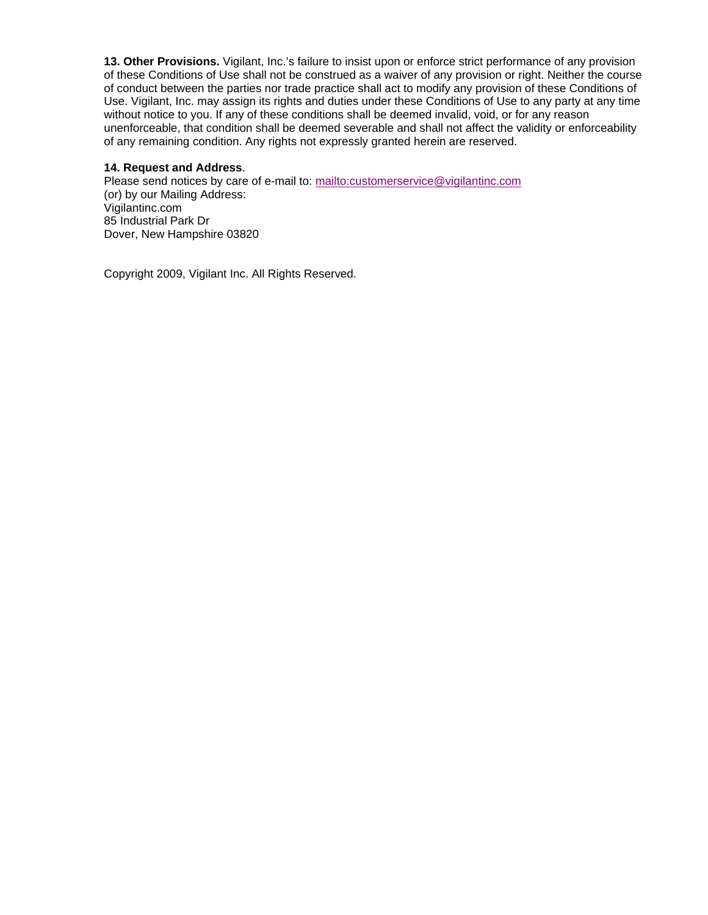**13. Other Provisions.** Vigilant, Inc.'s failure to insist upon or enforce strict performance of any provision of these Conditions of Use shall not be construed as a waiver of any provision or right. Neither the course of conduct between the parties nor trade practice shall act to modify any provision of these Conditions of Use. Vigilant, Inc. may assign its rights and duties under these Conditions of Use to any party at any time without notice to you. If any of these conditions shall be deemed invalid, void, or for any reason unenforceable, that condition shall be deemed severable and shall not affect the validity or enforceability of any remaining condition. Any rights not expressly granted herein are reserved.

**14. Request and Address**.
Please send notices by care of e-mail to: mailto:customerservice@vigilantinc.com
(or) by our Mailing Address:
Vigilantinc.com
85 Industrial Park Dr
Dover, New Hampshire 03820

Copyright 2009, Vigilant Inc. All Rights Reserved.